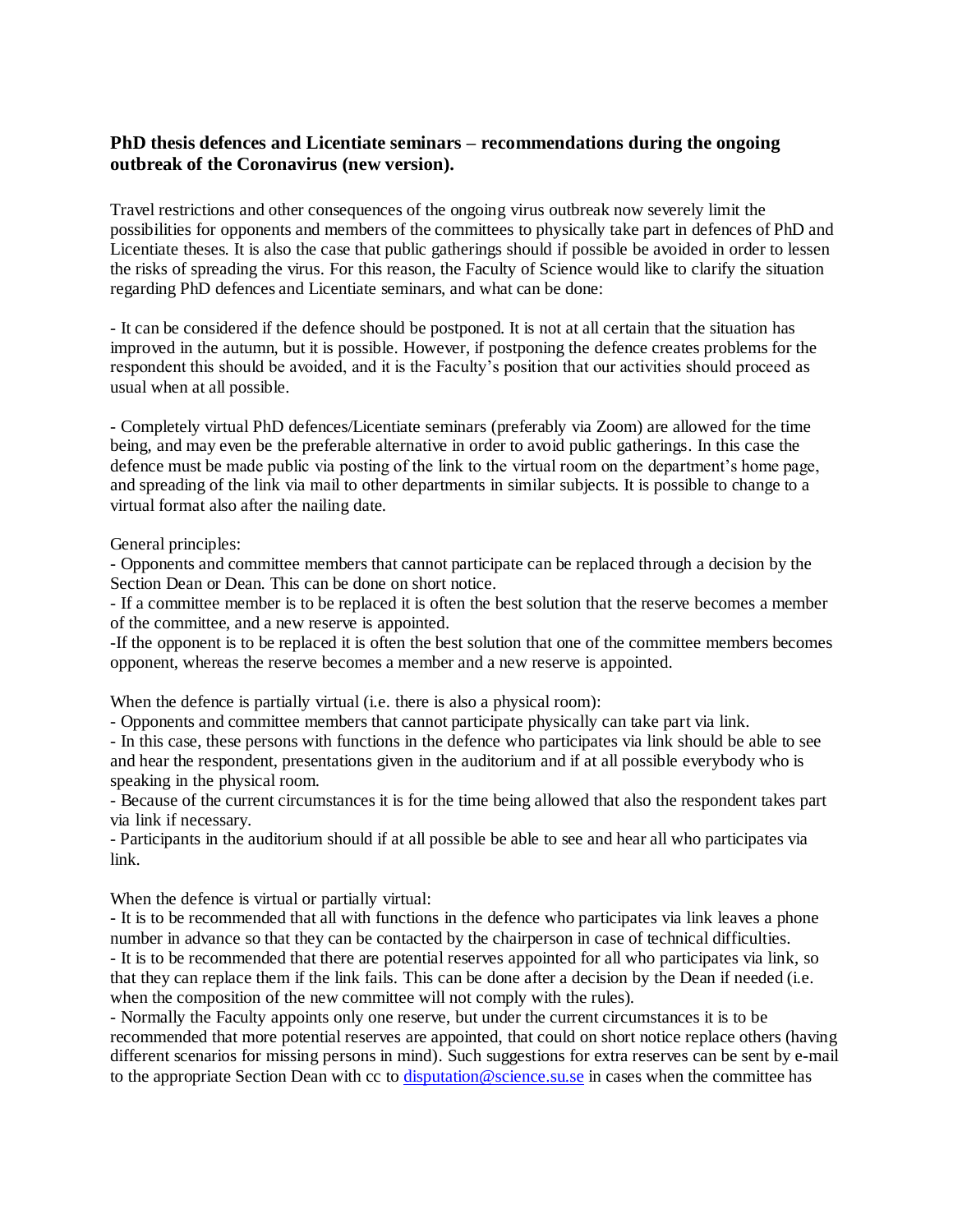**PhD thesis defences and Licentiate seminars – recommendations during the ongoing outbreak of the Coronavirus (new version).**

Travel restrictions and other consequences of the ongoing virus outbreak now severely limit the possibilities for opponents and members of the committees to physically take part in defences of PhD and Licentiate theses. It is also the case that public gatherings should if possible be avoided in order to lessen the risks of spreading the virus. For this reason, the Faculty of Science would like to clarify the situation regarding PhD defences and Licentiate seminars, and what can be done:

- It can be considered if the defence should be postponed. It is not at all certain that the situation has improved in the autumn, but it is possible. However, if postponing the defence creates problems for the respondent this should be avoided, and it is the Faculty's position that our activities should proceed as usual when at all possible.

- Completely virtual PhD defences/Licentiate seminars (preferably via Zoom) are allowed for the time being, and may even be the preferable alternative in order to avoid public gatherings. In this case the defence must be made public via posting of the link to the virtual room on the department's home page, and spreading of the link via mail to other departments in similar subjects. It is possible to change to a virtual format also after the nailing date.

General principles:

- Opponents and committee members that cannot participate can be replaced through a decision by the Section Dean or Dean. This can be done on short notice.
- If a committee member is to be replaced it is often the best solution that the reserve becomes a member of the committee, and a new reserve is appointed.
- If the opponent is to be replaced it is often the best solution that one of the committee members becomes opponent, whereas the reserve becomes a member and a new reserve is appointed.

When the defence is partially virtual (i.e. there is also a physical room):

- Opponents and committee members that cannot participate physically can take part via link.
- In this case, these persons with functions in the defence who participates via link should be able to see and hear the respondent, presentations given in the auditorium and if at all possible everybody who is speaking in the physical room.
- Because of the current circumstances it is for the time being allowed that also the respondent takes part via link if necessary.
- Participants in the auditorium should if at all possible be able to see and hear all who participates via link.

When the defence is virtual or partially virtual:

- It is to be recommended that all with functions in the defence who participates via link leaves a phone number in advance so that they can be contacted by the chairperson in case of technical difficulties.
- It is to be recommended that there are potential reserves appointed for all who participates via link, so that they can replace them if the link fails. This can be done after a decision by the Dean if needed (i.e. when the composition of the new committee will not comply with the rules).
- Normally the Faculty appoints only one reserve, but under the current circumstances it is to be recommended that more potential reserves are appointed, that could on short notice replace others (having different scenarios for missing persons in mind). Such suggestions for extra reserves can be sent by e-mail to the appropriate Section Dean with cc to disputation@science.su.se in cases when the committee has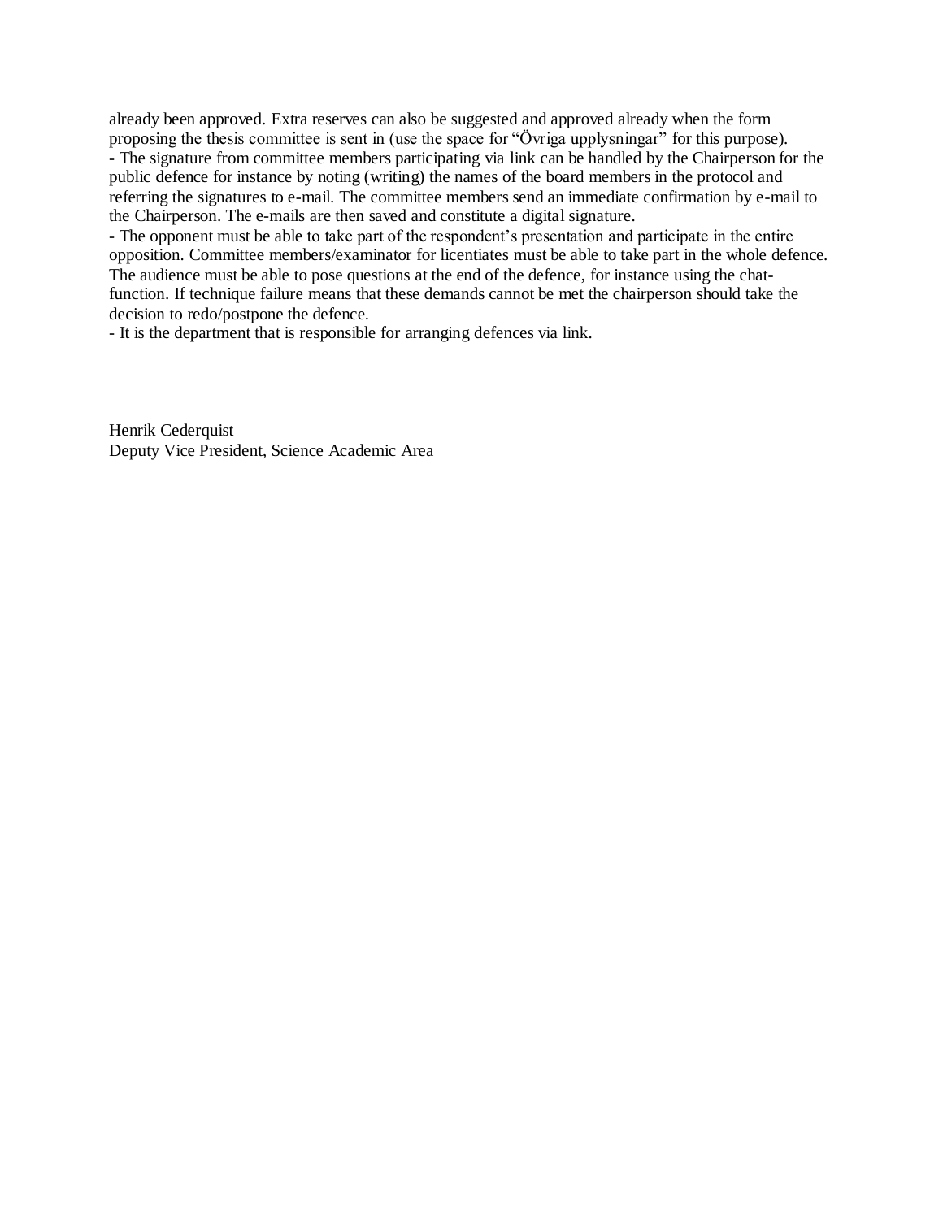already been approved. Extra reserves can also be suggested and approved already when the form proposing the thesis committee is sent in (use the space for "Övriga upplysningar" for this purpose).

- The signature from committee members participating via link can be handled by the Chairperson for the public defence for instance by noting (writing) the names of the board members in the protocol and referring the signatures to e-mail. The committee members send an immediate confirmation by e-mail to the Chairperson. The e-mails are then saved and constitute a digital signature.
- The opponent must be able to take part of the respondent's presentation and participate in the entire opposition. Committee members/examinator for licentiates must be able to take part in the whole defence. The audience must be able to pose questions at the end of the defence, for instance using the chat-function. If technique failure means that these demands cannot be met the chairperson should take the decision to redo/postpone the defence.
- It is the department that is responsible for arranging defences via link.

Henrik Cederquist
Deputy Vice President, Science Academic Area